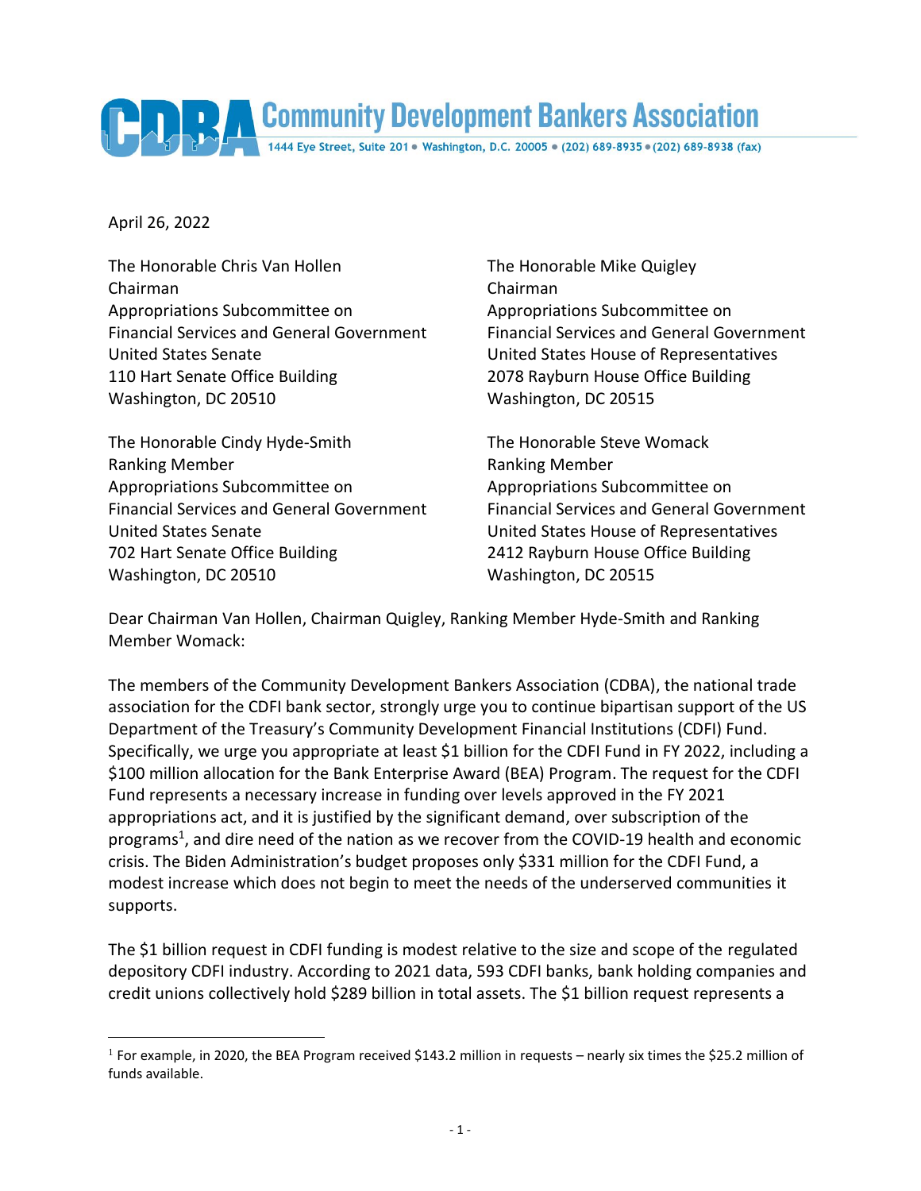# Community Development Bankers Association

1444 Eye Street, Suite 201 • Washington, D.C. 20005 • (202) 689-8935 • (202) 689-8938 (fax)

April 26, 2022

The Honorable Chris Van Hollen
Chairman
Appropriations Subcommittee on
Financial Services and General Government
United States Senate
110 Hart Senate Office Building
Washington, DC 20510

The Honorable Cindy Hyde-Smith
Ranking Member
Appropriations Subcommittee on
Financial Services and General Government
United States Senate
702 Hart Senate Office Building
Washington, DC 20510

The Honorable Mike Quigley
Chairman
Appropriations Subcommittee on
Financial Services and General Government
United States House of Representatives
2078 Rayburn House Office Building
Washington, DC 20515

The Honorable Steve Womack
Ranking Member
Appropriations Subcommittee on
Financial Services and General Government
United States House of Representatives
2412 Rayburn House Office Building
Washington, DC 20515

Dear Chairman Van Hollen, Chairman Quigley, Ranking Member Hyde-Smith and Ranking Member Womack:

The members of the Community Development Bankers Association (CDBA), the national trade association for the CDFI bank sector, strongly urge you to continue bipartisan support of the US Department of the Treasury's Community Development Financial Institutions (CDFI) Fund. Specifically, we urge you appropriate at least $1 billion for the CDFI Fund in FY 2022, including a $100 million allocation for the Bank Enterprise Award (BEA) Program. The request for the CDFI Fund represents a necessary increase in funding over levels approved in the FY 2021 appropriations act, and it is justified by the significant demand, over subscription of the programs[1], and dire need of the nation as we recover from the COVID-19 health and economic crisis. The Biden Administration's budget proposes only $331 million for the CDFI Fund, a modest increase which does not begin to meet the needs of the underserved communities it supports.

The $1 billion request in CDFI funding is modest relative to the size and scope of the regulated depository CDFI industry. According to 2021 data, 593 CDFI banks, bank holding companies and credit unions collectively hold $289 billion in total assets. The $1 billion request represents a

[1] For example, in 2020, the BEA Program received $143.2 million in requests – nearly six times the $25.2 million of funds available.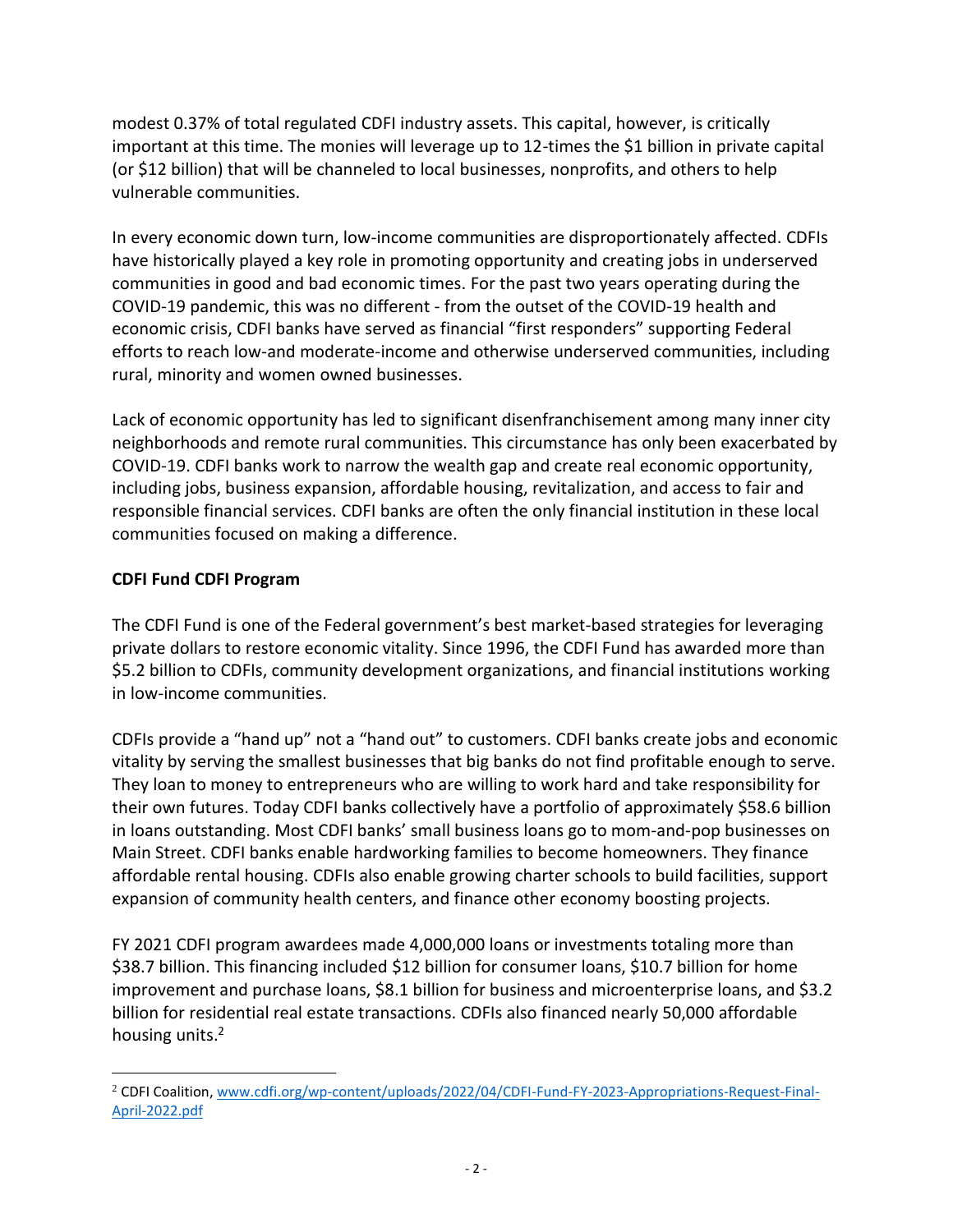modest 0.37% of total regulated CDFI industry assets. This capital, however, is critically important at this time. The monies will leverage up to 12-times the $1 billion in private capital (or $12 billion) that will be channeled to local businesses, nonprofits, and others to help vulnerable communities.

In every economic down turn, low-income communities are disproportionately affected. CDFIs have historically played a key role in promoting opportunity and creating jobs in underserved communities in good and bad economic times. For the past two years operating during the COVID-19 pandemic, this was no different - from the outset of the COVID-19 health and economic crisis, CDFI banks have served as financial "first responders" supporting Federal efforts to reach low-and moderate-income and otherwise underserved communities, including rural, minority and women owned businesses.

Lack of economic opportunity has led to significant disenfranchisement among many inner city neighborhoods and remote rural communities. This circumstance has only been exacerbated by COVID-19. CDFI banks work to narrow the wealth gap and create real economic opportunity, including jobs, business expansion, affordable housing, revitalization, and access to fair and responsible financial services. CDFI banks are often the only financial institution in these local communities focused on making a difference.

**CDFI Fund CDFI Program**

The CDFI Fund is one of the Federal government's best market-based strategies for leveraging private dollars to restore economic vitality. Since 1996, the CDFI Fund has awarded more than $5.2 billion to CDFIs, community development organizations, and financial institutions working in low-income communities.

CDFIs provide a "hand up" not a "hand out" to customers. CDFI banks create jobs and economic vitality by serving the smallest businesses that big banks do not find profitable enough to serve. They loan to money to entrepreneurs who are willing to work hard and take responsibility for their own futures. Today CDFI banks collectively have a portfolio of approximately $58.6 billion in loans outstanding. Most CDFI banks' small business loans go to mom-and-pop businesses on Main Street. CDFI banks enable hardworking families to become homeowners. They finance affordable rental housing. CDFIs also enable growing charter schools to build facilities, support expansion of community health centers, and finance other economy boosting projects.

FY 2021 CDFI program awardees made 4,000,000 loans or investments totaling more than $38.7 billion. This financing included $12 billion for consumer loans, $10.7 billion for home improvement and purchase loans, $8.1 billion for business and microenterprise loans, and $3.2 billion for residential real estate transactions. CDFIs also financed nearly 50,000 affordable housing units.[2]

[2] CDFI Coalition, www.cdfi.org/wp-content/uploads/2022/04/CDFI-Fund-FY-2023-Appropriations-Request-Final-April-2022.pdf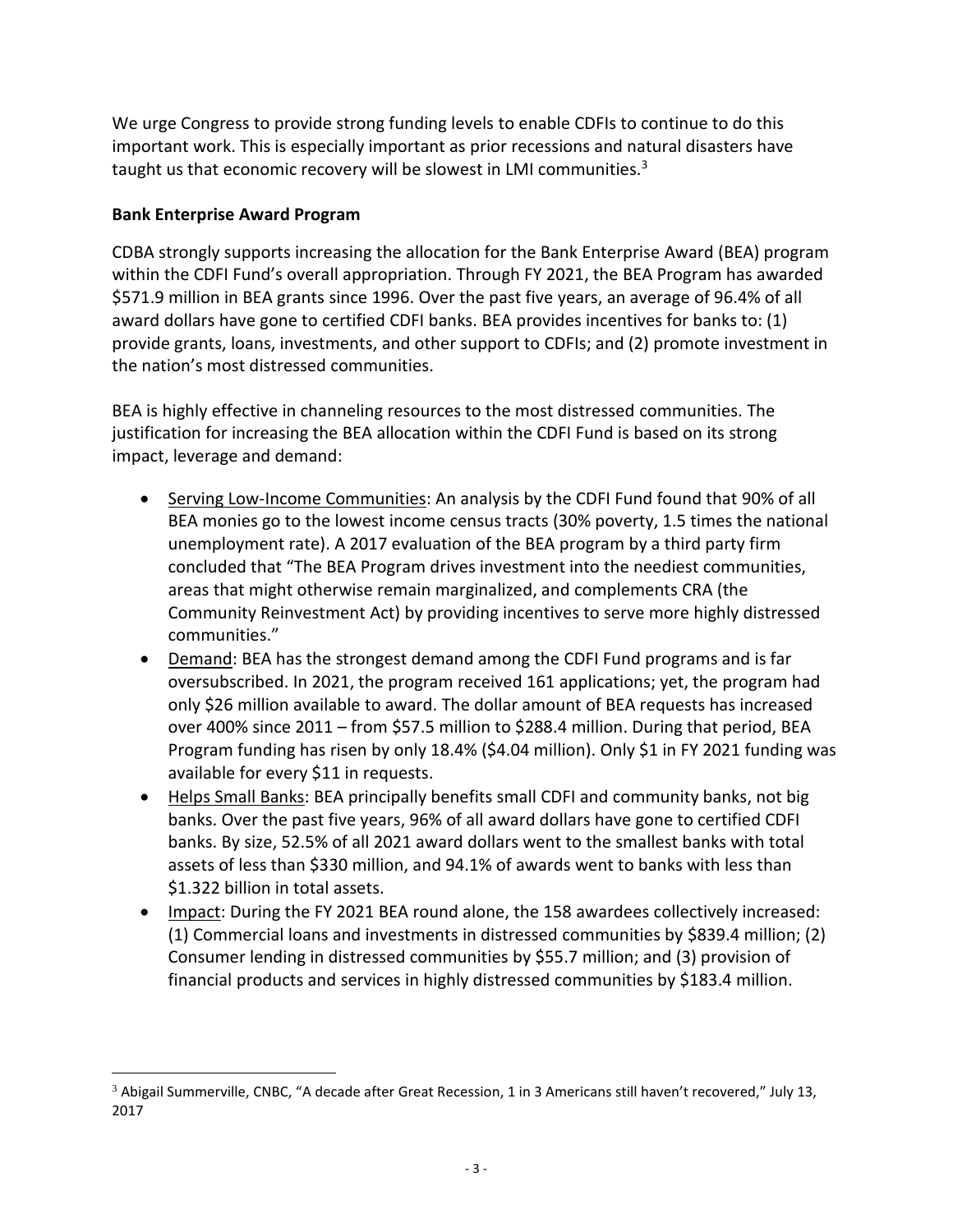We urge Congress to provide strong funding levels to enable CDFIs to continue to do this important work. This is especially important as prior recessions and natural disasters have taught us that economic recovery will be slowest in LMI communities.[3]

**Bank Enterprise Award Program**

CDBA strongly supports increasing the allocation for the Bank Enterprise Award (BEA) program within the CDFI Fund's overall appropriation. Through FY 2021, the BEA Program has awarded $571.9 million in BEA grants since 1996. Over the past five years, an average of 96.4% of all award dollars have gone to certified CDFI banks. BEA provides incentives for banks to: (1) provide grants, loans, investments, and other support to CDFIs; and (2) promote investment in the nation's most distressed communities.

BEA is highly effective in channeling resources to the most distressed communities. The justification for increasing the BEA allocation within the CDFI Fund is based on its strong impact, leverage and demand:

- Serving Low-Income Communities: An analysis by the CDFI Fund found that 90% of all BEA monies go to the lowest income census tracts (30% poverty, 1.5 times the national unemployment rate). A 2017 evaluation of the BEA program by a third party firm concluded that "The BEA Program drives investment into the neediest communities, areas that might otherwise remain marginalized, and complements CRA (the Community Reinvestment Act) by providing incentives to serve more highly distressed communities."
- Demand: BEA has the strongest demand among the CDFI Fund programs and is far oversubscribed. In 2021, the program received 161 applications; yet, the program had only $26 million available to award. The dollar amount of BEA requests has increased over 400% since 2011 – from $57.5 million to $288.4 million. During that period, BEA Program funding has risen by only 18.4% ($4.04 million). Only $1 in FY 2021 funding was available for every $11 in requests.
- Helps Small Banks: BEA principally benefits small CDFI and community banks, not big banks. Over the past five years, 96% of all award dollars have gone to certified CDFI banks. By size, 52.5% of all 2021 award dollars went to the smallest banks with total assets of less than $330 million, and 94.1% of awards went to banks with less than $1.322 billion in total assets.
- Impact: During the FY 2021 BEA round alone, the 158 awardees collectively increased: (1) Commercial loans and investments in distressed communities by $839.4 million; (2) Consumer lending in distressed communities by $55.7 million; and (3) provision of financial products and services in highly distressed communities by $183.4 million.

[3] Abigail Summerville, CNBC, "A decade after Great Recession, 1 in 3 Americans still haven't recovered," July 13, 2017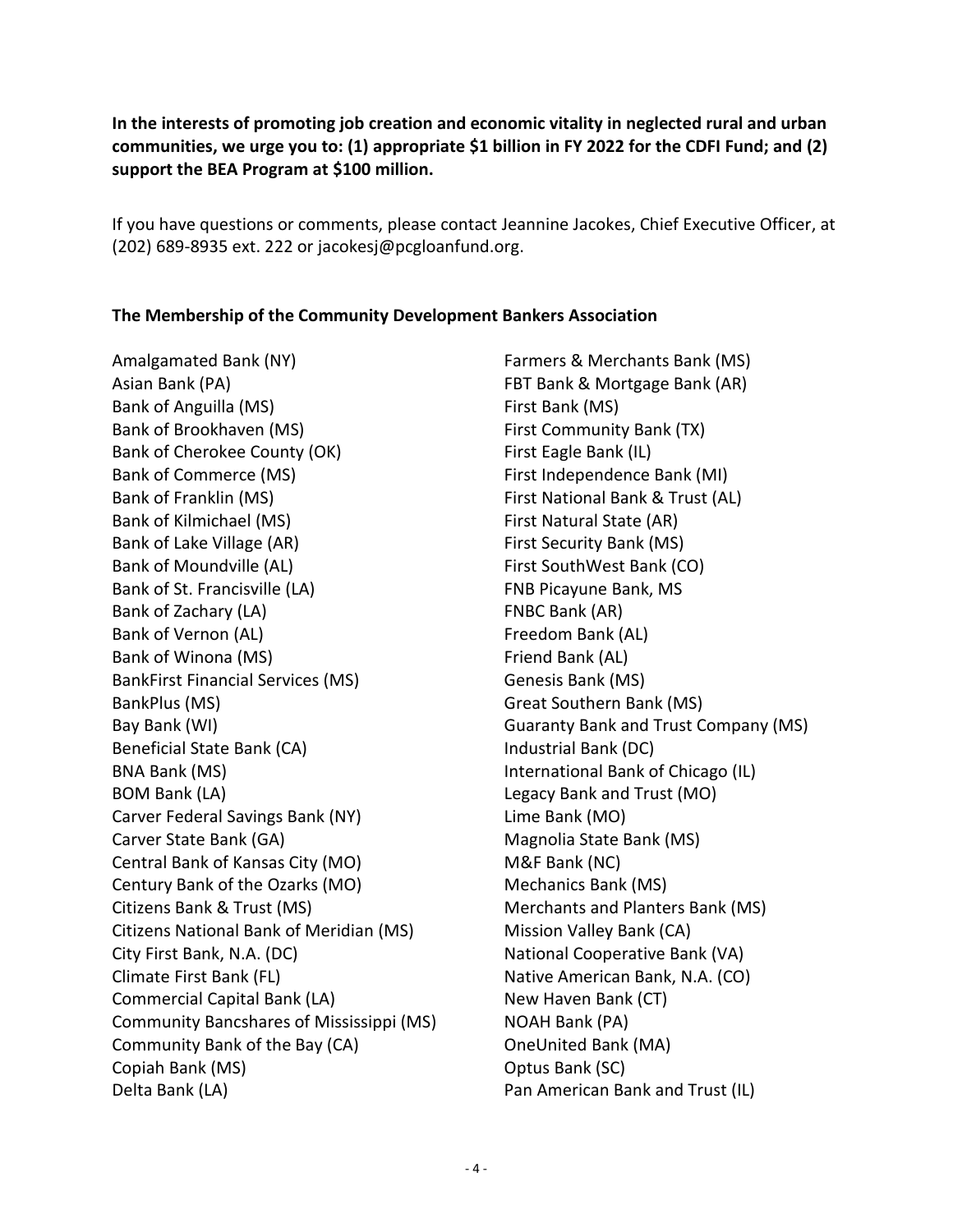**In the interests of promoting job creation and economic vitality in neglected rural and urban communities, we urge you to: (1) appropriate $1 billion in FY 2022 for the CDFI Fund; and (2) support the BEA Program at $100 million.**

If you have questions or comments, please contact Jeannine Jacokes, Chief Executive Officer, at (202) 689-8935 ext. 222 or jacokesj@pcgloanfund.org.

**The Membership of the Community Development Bankers Association**

Amalgamated Bank (NY)
Asian Bank (PA)
Bank of Anguilla (MS)
Bank of Brookhaven (MS)
Bank of Cherokee County (OK)
Bank of Commerce (MS)
Bank of Franklin (MS)
Bank of Kilmichael (MS)
Bank of Lake Village (AR)
Bank of Moundville (AL)
Bank of St. Francisville (LA)
Bank of Zachary (LA)
Bank of Vernon (AL)
Bank of Winona (MS)
BankFirst Financial Services (MS)
BankPlus (MS)
Bay Bank (WI)
Beneficial State Bank (CA)
BNA Bank (MS)
BOM Bank (LA)
Carver Federal Savings Bank (NY)
Carver State Bank (GA)
Central Bank of Kansas City (MO)
Century Bank of the Ozarks (MO)
Citizens Bank & Trust (MS)
Citizens National Bank of Meridian (MS)
City First Bank, N.A. (DC)
Climate First Bank (FL)
Commercial Capital Bank (LA)
Community Bancshares of Mississippi (MS)
Community Bank of the Bay (CA)
Copiah Bank (MS)
Delta Bank (LA)
Farmers & Merchants Bank (MS)
FBT Bank & Mortgage Bank (AR)
First Bank (MS)
First Community Bank (TX)
First Eagle Bank (IL)
First Independence Bank (MI)
First National Bank & Trust (AL)
First Natural State (AR)
First Security Bank (MS)
First SouthWest Bank (CO)
FNB Picayune Bank, MS
FNBC Bank (AR)
Freedom Bank (AL)
Friend Bank (AL)
Genesis Bank (MS)
Great Southern Bank (MS)
Guaranty Bank and Trust Company (MS)
Industrial Bank (DC)
International Bank of Chicago (IL)
Legacy Bank and Trust (MO)
Lime Bank (MO)
Magnolia State Bank (MS)
M&F Bank (NC)
Mechanics Bank (MS)
Merchants and Planters Bank (MS)
Mission Valley Bank (CA)
National Cooperative Bank (VA)
Native American Bank, N.A. (CO)
New Haven Bank (CT)
NOAH Bank (PA)
OneUnited Bank (MA)
Optus Bank (SC)
Pan American Bank and Trust (IL)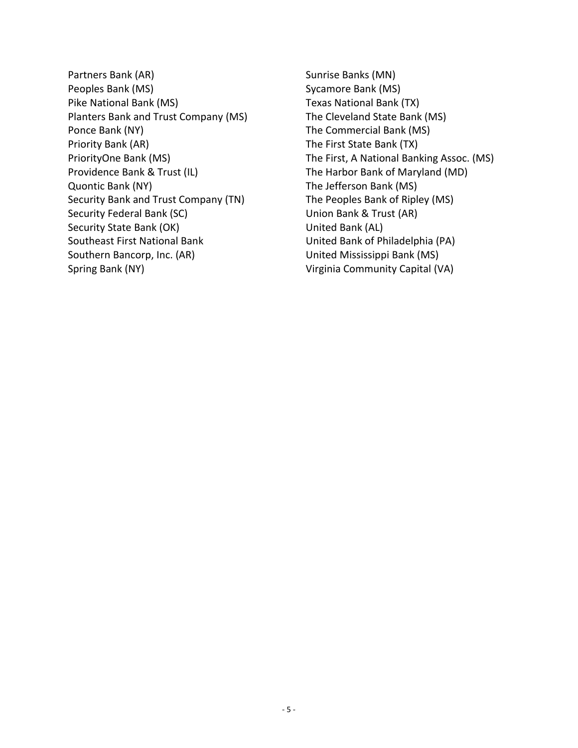Partners Bank (AR)
Peoples Bank (MS)
Pike National Bank (MS)
Planters Bank and Trust Company (MS)
Ponce Bank (NY)
Priority Bank (AR)
PriorityOne Bank (MS)
Providence Bank & Trust (IL)
Quontic Bank (NY)
Security Bank and Trust Company (TN)
Security Federal Bank (SC)
Security State Bank (OK)
Southeast First National Bank
Southern Bancorp, Inc. (AR)
Spring Bank (NY)
Sunrise Banks (MN)
Sycamore Bank (MS)
Texas National Bank (TX)
The Cleveland State Bank (MS)
The Commercial Bank (MS)
The First State Bank (TX)
The First, A National Banking Assoc. (MS)
The Harbor Bank of Maryland (MD)
The Jefferson Bank (MS)
The Peoples Bank of Ripley (MS)
Union Bank & Trust (AR)
United Bank (AL)
United Bank of Philadelphia (PA)
United Mississippi Bank (MS)
Virginia Community Capital (VA)